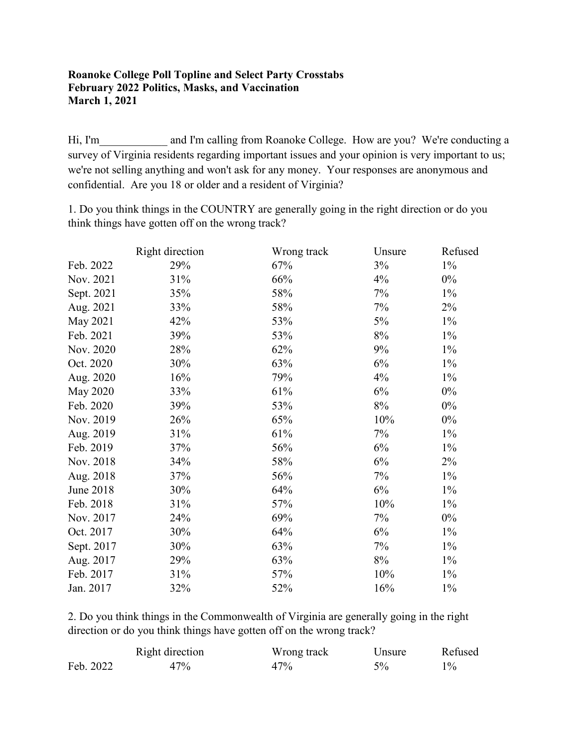**Roanoke College Poll Topline and Select Party Crosstabs**
**February 2022 Politics, Masks, and Vaccination**
**March 1, 2021**

Hi, I'm____________ and I'm calling from Roanoke College. How are you? We're conducting a survey of Virginia residents regarding important issues and your opinion is very important to us; we're not selling anything and won't ask for any money. Your responses are anonymous and confidential. Are you 18 or older and a resident of Virginia?

1. Do you think things in the COUNTRY are generally going in the right direction or do you think things have gotten off on the wrong track?

| | Right direction | Wrong track | Unsure | Refused |
|---|---|---|---|---|
| Feb. 2022 | 29% | 67% | 3% | 1% |
| Nov. 2021 | 31% | 66% | 4% | 0% |
| Sept. 2021 | 35% | 58% | 7% | 1% |
| Aug. 2021 | 33% | 58% | 7% | 2% |
| May 2021 | 42% | 53% | 5% | 1% |
| Feb. 2021 | 39% | 53% | 8% | 1% |
| Nov. 2020 | 28% | 62% | 9% | 1% |
| Oct. 2020 | 30% | 63% | 6% | 1% |
| Aug. 2020 | 16% | 79% | 4% | 1% |
| May 2020 | 33% | 61% | 6% | 0% |
| Feb. 2020 | 39% | 53% | 8% | 0% |
| Nov. 2019 | 26% | 65% | 10% | 0% |
| Aug. 2019 | 31% | 61% | 7% | 1% |
| Feb. 2019 | 37% | 56% | 6% | 1% |
| Nov. 2018 | 34% | 58% | 6% | 2% |
| Aug. 2018 | 37% | 56% | 7% | 1% |
| June 2018 | 30% | 64% | 6% | 1% |
| Feb. 2018 | 31% | 57% | 10% | 1% |
| Nov. 2017 | 24% | 69% | 7% | 0% |
| Oct. 2017 | 30% | 64% | 6% | 1% |
| Sept. 2017 | 30% | 63% | 7% | 1% |
| Aug. 2017 | 29% | 63% | 8% | 1% |
| Feb. 2017 | 31% | 57% | 10% | 1% |
| Jan. 2017 | 32% | 52% | 16% | 1% |

2. Do you think things in the Commonwealth of Virginia are generally going in the right direction or do you think things have gotten off on the wrong track?

| | Right direction | Wrong track | Unsure | Refused |
|---|---|---|---|---|
| Feb. 2022 | 47% | 47% | 5% | 1% |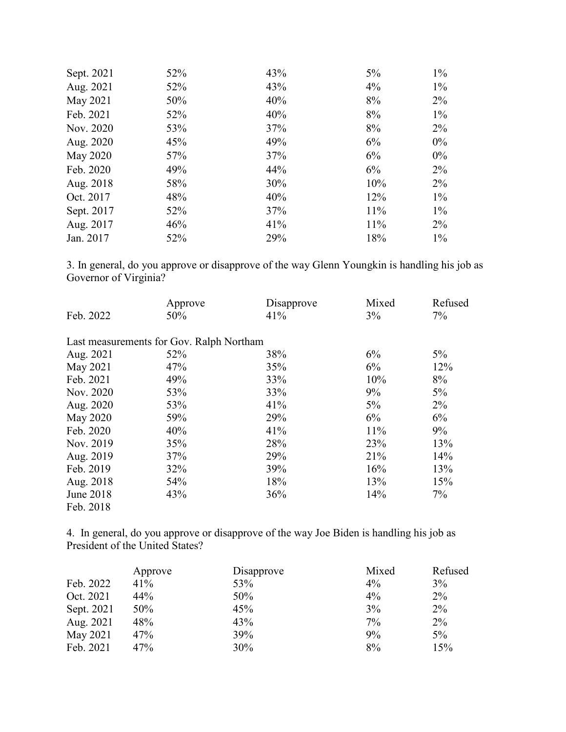| | | | | |
|---|---|---|---|---|
| Sept. 2021 | 52% | 43% | 5% | 1% |
| Aug. 2021 | 52% | 43% | 4% | 1% |
| May 2021 | 50% | 40% | 8% | 2% |
| Feb. 2021 | 52% | 40% | 8% | 1% |
| Nov. 2020 | 53% | 37% | 8% | 2% |
| Aug. 2020 | 45% | 49% | 6% | 0% |
| May 2020 | 57% | 37% | 6% | 0% |
| Feb. 2020 | 49% | 44% | 6% | 2% |
| Aug. 2018 | 58% | 30% | 10% | 2% |
| Oct. 2017 | 48% | 40% | 12% | 1% |
| Sept. 2017 | 52% | 37% | 11% | 1% |
| Aug. 2017 | 46% | 41% | 11% | 2% |
| Jan. 2017 | 52% | 29% | 18% | 1% |

3. In general, do you approve or disapprove of the way Glenn Youngkin is handling his job as Governor of Virginia?

| | Approve | Disapprove | Mixed | Refused |
|---|---|---|---|---|
| Feb. 2022 | 50% | 41% | 3% | 7% |
| Last measurements for Gov. Ralph Northam | | | | |
| Aug. 2021 | 52% | 38% | 6% | 5% |
| May 2021 | 47% | 35% | 6% | 12% |
| Feb. 2021 | 49% | 33% | 10% | 8% |
| Nov. 2020 | 53% | 33% | 9% | 5% |
| Aug. 2020 | 53% | 41% | 5% | 2% |
| May 2020 | 59% | 29% | 6% | 6% |
| Feb. 2020 | 40% | 41% | 11% | 9% |
| Nov. 2019 | 35% | 28% | 23% | 13% |
| Aug. 2019 | 37% | 29% | 21% | 14% |
| Feb. 2019 | 32% | 39% | 16% | 13% |
| Aug. 2018 | 54% | 18% | 13% | 15% |
| June 2018 | 43% | 36% | 14% | 7% |
| Feb. 2018 | | | | |

4. In general, do you approve or disapprove of the way Joe Biden is handling his job as President of the United States?

| | Approve | Disapprove | Mixed | Refused |
|---|---|---|---|---|
| Feb. 2022 | 41% | 53% | 4% | 3% |
| Oct. 2021 | 44% | 50% | 4% | 2% |
| Sept. 2021 | 50% | 45% | 3% | 2% |
| Aug. 2021 | 48% | 43% | 7% | 2% |
| May 2021 | 47% | 39% | 9% | 5% |
| Feb. 2021 | 47% | 30% | 8% | 15% |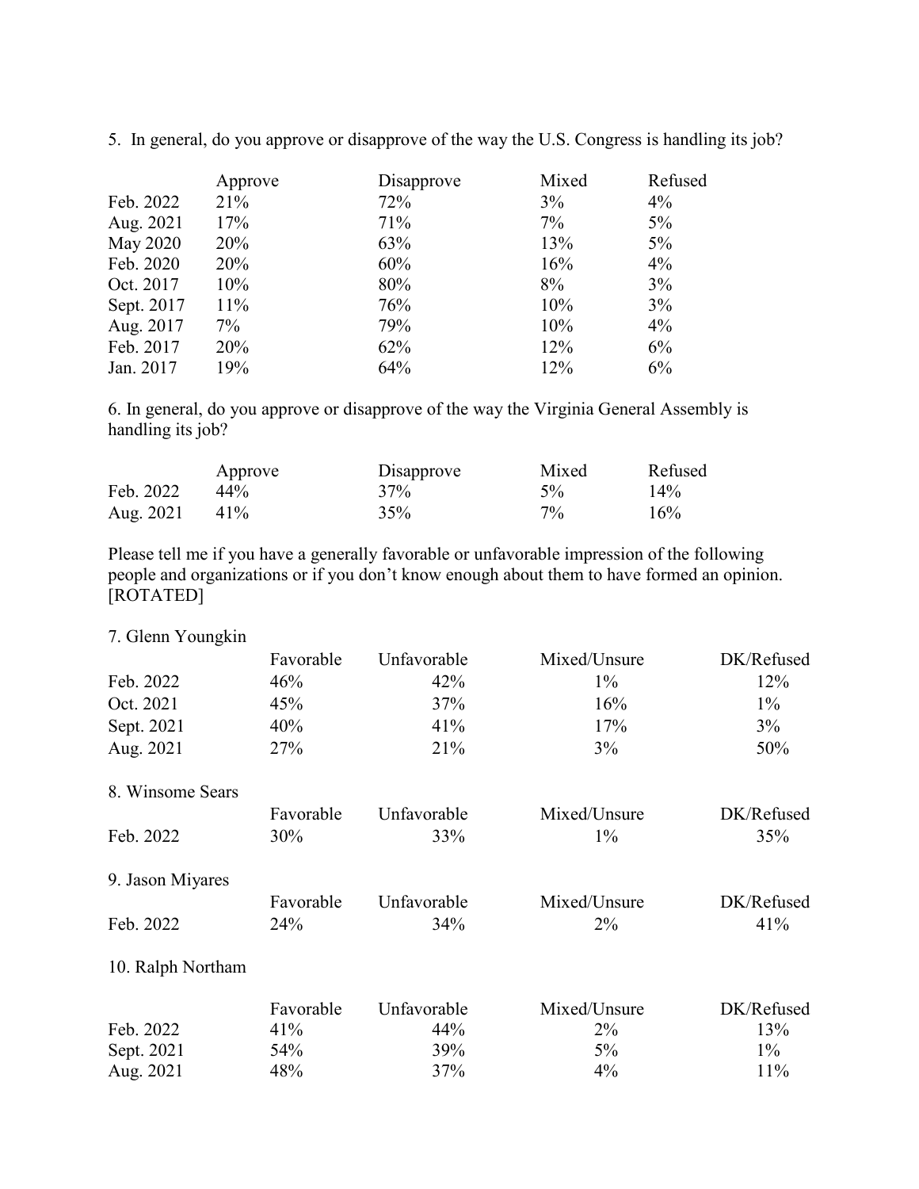5. In general, do you approve or disapprove of the way the U.S. Congress is handling its job?

| | Approve | Disapprove | Mixed | Refused |
|---|---|---|---|---|
| Feb. 2022 | 21% | 72% | 3% | 4% |
| Aug. 2021 | 17% | 71% | 7% | 5% |
| May 2020 | 20% | 63% | 13% | 5% |
| Feb. 2020 | 20% | 60% | 16% | 4% |
| Oct. 2017 | 10% | 80% | 8% | 3% |
| Sept. 2017 | 11% | 76% | 10% | 3% |
| Aug. 2017 | 7% | 79% | 10% | 4% |
| Feb. 2017 | 20% | 62% | 12% | 6% |
| Jan. 2017 | 19% | 64% | 12% | 6% |

6. In general, do you approve or disapprove of the way the Virginia General Assembly is handling its job?

| | Approve | Disapprove | Mixed | Refused |
|---|---|---|---|---|
| Feb. 2022 | 44% | 37% | 5% | 14% |
| Aug. 2021 | 41% | 35% | 7% | 16% |

Please tell me if you have a generally favorable or unfavorable impression of the following people and organizations or if you don't know enough about them to have formed an opinion. [ROTATED]

7. Glenn Youngkin

| | Favorable | Unfavorable | Mixed/Unsure | DK/Refused |
|---|---|---|---|---|
| Feb. 2022 | 46% | 42% | 1% | 12% |
| Oct. 2021 | 45% | 37% | 16% | 1% |
| Sept. 2021 | 40% | 41% | 17% | 3% |
| Aug. 2021 | 27% | 21% | 3% | 50% |

8. Winsome Sears

| | Favorable | Unfavorable | Mixed/Unsure | DK/Refused |
|---|---|---|---|---|
| Feb. 2022 | 30% | 33% | 1% | 35% |

9. Jason Miyares

| | Favorable | Unfavorable | Mixed/Unsure | DK/Refused |
|---|---|---|---|---|
| Feb. 2022 | 24% | 34% | 2% | 41% |

10. Ralph Northam

| | Favorable | Unfavorable | Mixed/Unsure | DK/Refused |
|---|---|---|---|---|
| Feb. 2022 | 41% | 44% | 2% | 13% |
| Sept. 2021 | 54% | 39% | 5% | 1% |
| Aug. 2021 | 48% | 37% | 4% | 11% |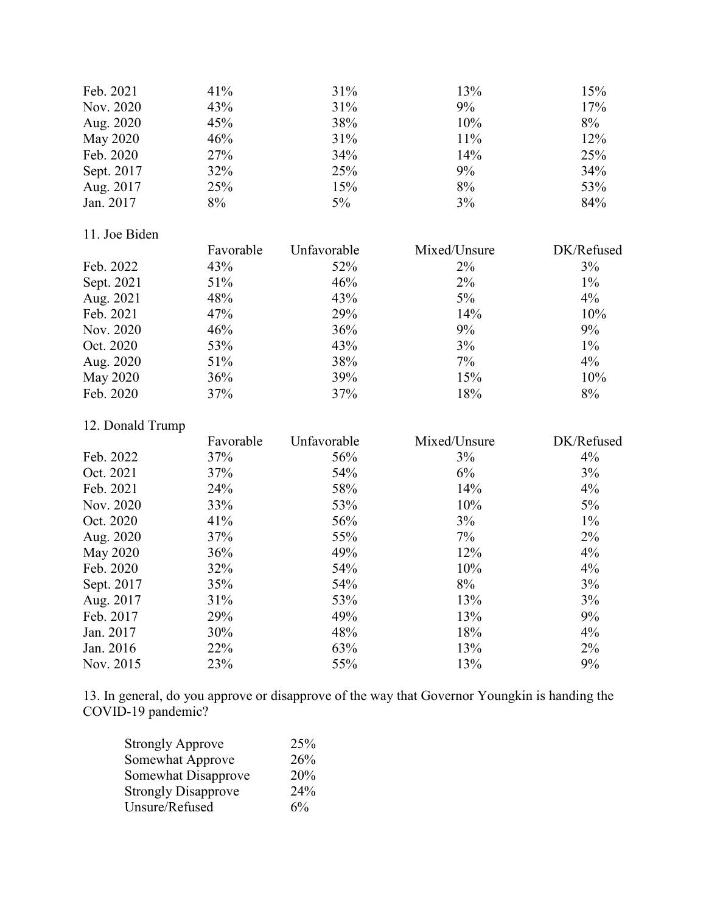| | | | | |
|---|---|---|---|---|
| Feb. 2021 | 41% | 31% | 13% | 15% |
| Nov. 2020 | 43% | 31% | 9% | 17% |
| Aug. 2020 | 45% | 38% | 10% | 8% |
| May 2020 | 46% | 31% | 11% | 12% |
| Feb. 2020 | 27% | 34% | 14% | 25% |
| Sept. 2017 | 32% | 25% | 9% | 34% |
| Aug. 2017 | 25% | 15% | 8% | 53% |
| Jan. 2017 | 8% | 5% | 3% | 84% |

11. Joe Biden

| | Favorable | Unfavorable | Mixed/Unsure | DK/Refused |
|---|---|---|---|---|
| Feb. 2022 | 43% | 52% | 2% | 3% |
| Sept. 2021 | 51% | 46% | 2% | 1% |
| Aug. 2021 | 48% | 43% | 5% | 4% |
| Feb. 2021 | 47% | 29% | 14% | 10% |
| Nov. 2020 | 46% | 36% | 9% | 9% |
| Oct. 2020 | 53% | 43% | 3% | 1% |
| Aug. 2020 | 51% | 38% | 7% | 4% |
| May 2020 | 36% | 39% | 15% | 10% |
| Feb. 2020 | 37% | 37% | 18% | 8% |

12. Donald Trump

| | Favorable | Unfavorable | Mixed/Unsure | DK/Refused |
|---|---|---|---|---|
| Feb. 2022 | 37% | 56% | 3% | 4% |
| Oct. 2021 | 37% | 54% | 6% | 3% |
| Feb. 2021 | 24% | 58% | 14% | 4% |
| Nov. 2020 | 33% | 53% | 10% | 5% |
| Oct. 2020 | 41% | 56% | 3% | 1% |
| Aug. 2020 | 37% | 55% | 7% | 2% |
| May 2020 | 36% | 49% | 12% | 4% |
| Feb. 2020 | 32% | 54% | 10% | 4% |
| Sept. 2017 | 35% | 54% | 8% | 3% |
| Aug. 2017 | 31% | 53% | 13% | 3% |
| Feb. 2017 | 29% | 49% | 13% | 9% |
| Jan. 2017 | 30% | 48% | 18% | 4% |
| Jan. 2016 | 22% | 63% | 13% | 2% |
| Nov. 2015 | 23% | 55% | 13% | 9% |

13. In general, do you approve or disapprove of the way that Governor Youngkin is handing the COVID-19 pandemic?

| | |
|---|---|
| Strongly Approve | 25% |
| Somewhat Approve | 26% |
| Somewhat Disapprove | 20% |
| Strongly Disapprove | 24% |
| Unsure/Refused | 6% |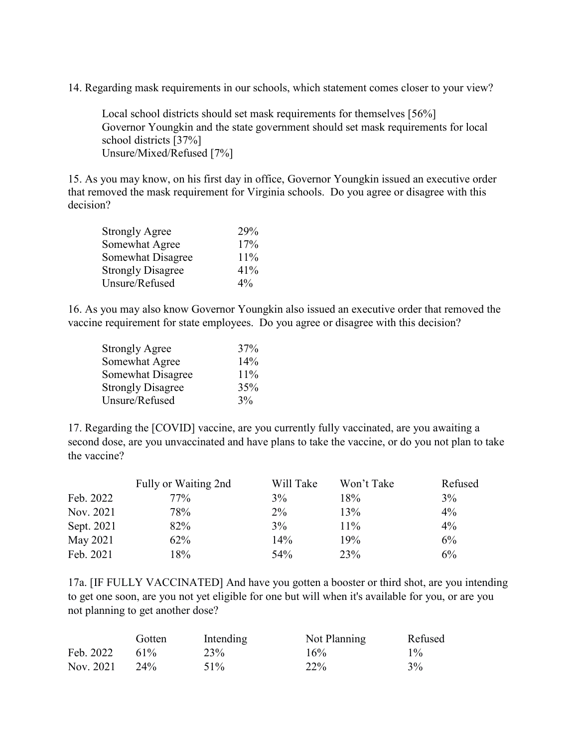14. Regarding mask requirements in our schools, which statement comes closer to your view?

Local school districts should set mask requirements for themselves [56%]
Governor Youngkin and the state government should set mask requirements for local school districts [37%]
Unsure/Mixed/Refused [7%]

15. As you may know, on his first day in office, Governor Youngkin issued an executive order that removed the mask requirement for Virginia schools. Do you agree or disagree with this decision?

| | |
|---|---|
| Strongly Agree | 29% |
| Somewhat Agree | 17% |
| Somewhat Disagree | 11% |
| Strongly Disagree | 41% |
| Unsure/Refused | 4% |

16. As you may also know Governor Youngkin also issued an executive order that removed the vaccine requirement for state employees. Do you agree or disagree with this decision?

| | |
|---|---|
| Strongly Agree | 37% |
| Somewhat Agree | 14% |
| Somewhat Disagree | 11% |
| Strongly Disagree | 35% |
| Unsure/Refused | 3% |

17. Regarding the [COVID] vaccine, are you currently fully vaccinated, are you awaiting a second dose, are you unvaccinated and have plans to take the vaccine, or do you not plan to take the vaccine?

| | Fully or Waiting 2nd | Will Take | Won't Take | Refused |
|---|---|---|---|---|
| Feb. 2022 | 77% | 3% | 18% | 3% |
| Nov. 2021 | 78% | 2% | 13% | 4% |
| Sept. 2021 | 82% | 3% | 11% | 4% |
| May 2021 | 62% | 14% | 19% | 6% |
| Feb. 2021 | 18% | 54% | 23% | 6% |

17a. [IF FULLY VACCINATED] And have you gotten a booster or third shot, are you intending to get one soon, are you not yet eligible for one but will when it's available for you, or are you not planning to get another dose?

| | Gotten | Intending | Not Planning | Refused |
|---|---|---|---|---|
| Feb. 2022 | 61% | 23% | 16% | 1% |
| Nov. 2021 | 24% | 51% | 22% | 3% |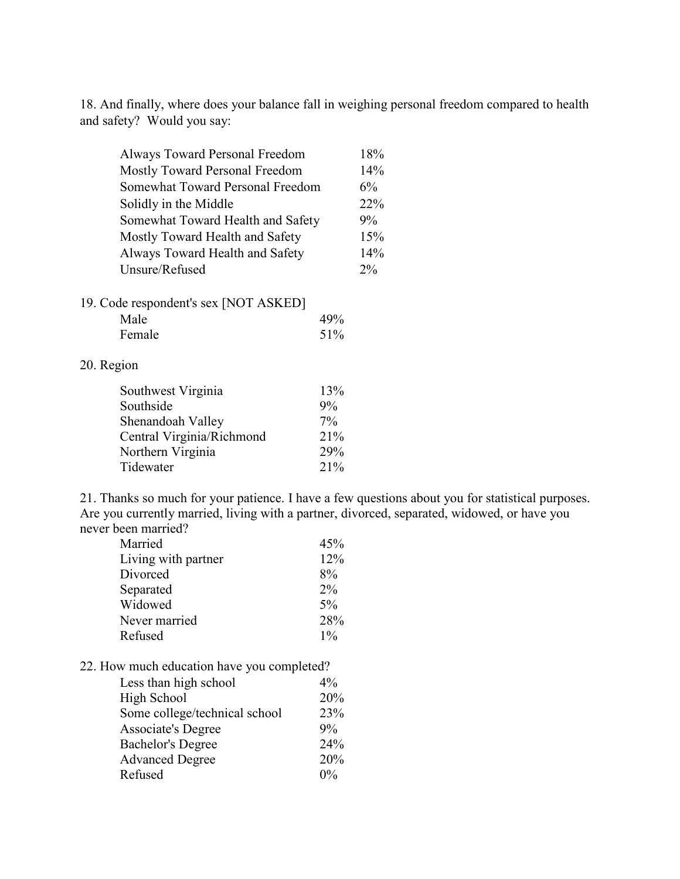18. And finally, where does your balance fall in weighing personal freedom compared to health and safety? Would you say:

| | |
|---|---|
| Always Toward Personal Freedom | 18% |
| Mostly Toward Personal Freedom | 14% |
| Somewhat Toward Personal Freedom | 6% |
| Solidly in the Middle | 22% |
| Somewhat Toward Health and Safety | 9% |
| Mostly Toward Health and Safety | 15% |
| Always Toward Health and Safety | 14% |
| Unsure/Refused | 2% |

19. Code respondent's sex [NOT ASKED]

| | |
|---|---|
| Male | 49% |
| Female | 51% |

20. Region

| | |
|---|---|
| Southwest Virginia | 13% |
| Southside | 9% |
| Shenandoah Valley | 7% |
| Central Virginia/Richmond | 21% |
| Northern Virginia | 29% |
| Tidewater | 21% |

21. Thanks so much for your patience. I have a few questions about you for statistical purposes. Are you currently married, living with a partner, divorced, separated, widowed, or have you never been married?

| | |
|---|---|
| Married | 45% |
| Living with partner | 12% |
| Divorced | 8% |
| Separated | 2% |
| Widowed | 5% |
| Never married | 28% |
| Refused | 1% |

22. How much education have you completed?

| | |
|---|---|
| Less than high school | 4% |
| High School | 20% |
| Some college/technical school | 23% |
| Associate's Degree | 9% |
| Bachelor's Degree | 24% |
| Advanced Degree | 20% |
| Refused | 0% |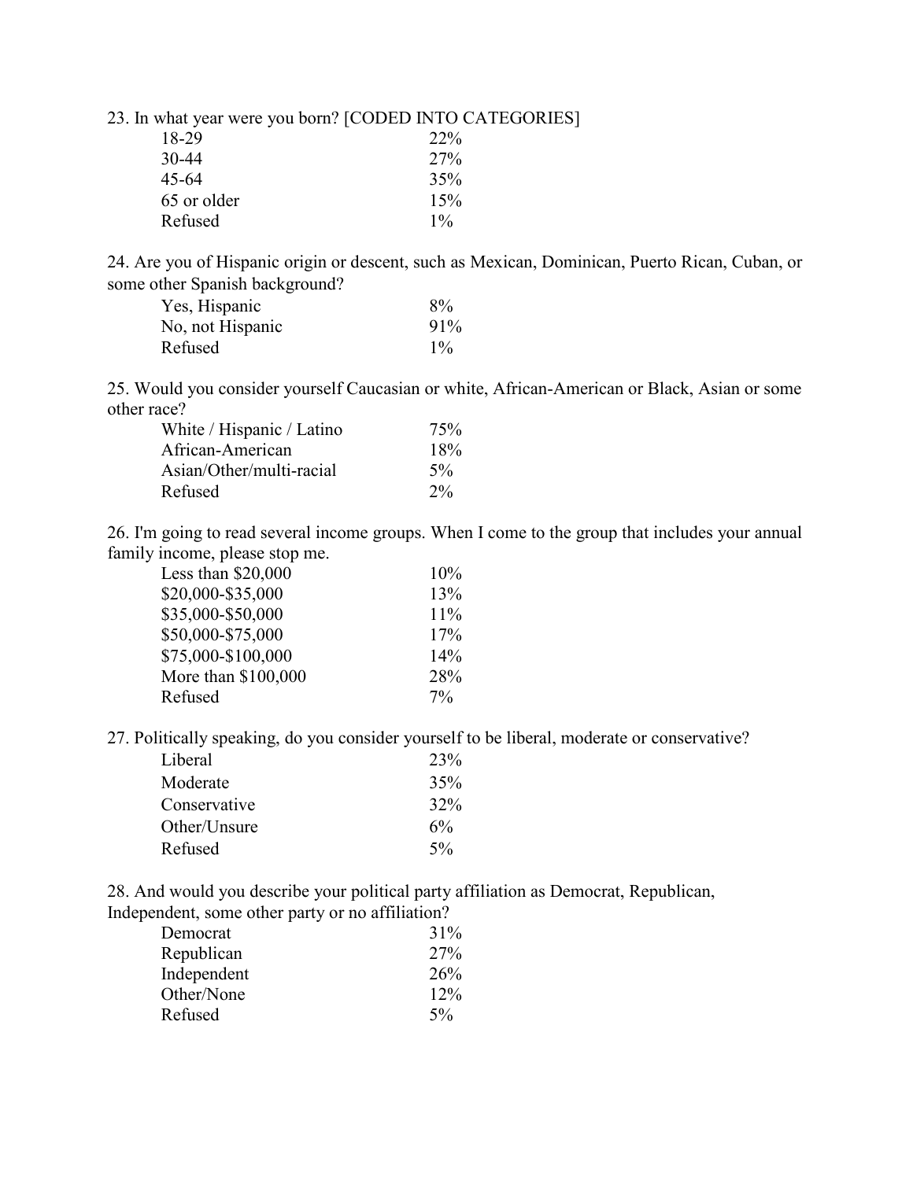23. In what year were you born? [CODED INTO CATEGORIES]

| | |
|---|---|
| 18-29 | 22% |
| 30-44 | 27% |
| 45-64 | 35% |
| 65 or older | 15% |
| Refused | 1% |

24. Are you of Hispanic origin or descent, such as Mexican, Dominican, Puerto Rican, Cuban, or some other Spanish background?

| | |
|---|---|
| Yes, Hispanic | 8% |
| No, not Hispanic | 91% |
| Refused | 1% |

25. Would you consider yourself Caucasian or white, African-American or Black, Asian or some other race?

| | |
|---|---|
| White / Hispanic / Latino | 75% |
| African-American | 18% |
| Asian/Other/multi-racial | 5% |
| Refused | 2% |

26. I'm going to read several income groups. When I come to the group that includes your annual family income, please stop me.

| | |
|---|---|
| Less than $20,000 | 10% |
| $20,000-$35,000 | 13% |
| $35,000-$50,000 | 11% |
| $50,000-$75,000 | 17% |
| $75,000-$100,000 | 14% |
| More than $100,000 | 28% |
| Refused | 7% |

27. Politically speaking, do you consider yourself to be liberal, moderate or conservative?

| | |
|---|---|
| Liberal | 23% |
| Moderate | 35% |
| Conservative | 32% |
| Other/Unsure | 6% |
| Refused | 5% |

28. And would you describe your political party affiliation as Democrat, Republican, Independent, some other party or no affiliation?

| | |
|---|---|
| Democrat | 31% |
| Republican | 27% |
| Independent | 26% |
| Other/None | 12% |
| Refused | 5% |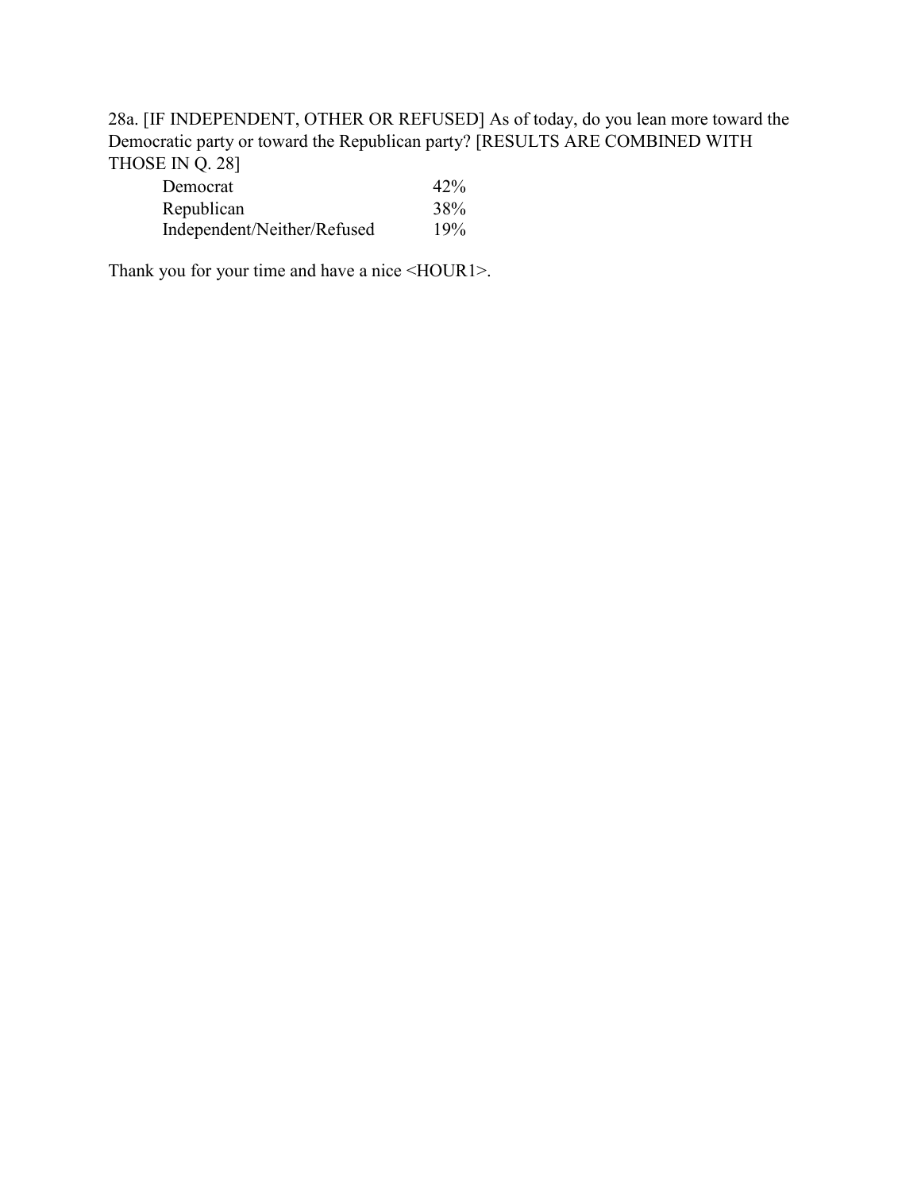28a. [IF INDEPENDENT, OTHER OR REFUSED] As of today, do you lean more toward the Democratic party or toward the Republican party? [RESULTS ARE COMBINED WITH THOSE IN Q. 28]

| | |
|---|---|
| Democrat | 42% |
| Republican | 38% |
| Independent/Neither/Refused | 19% |

Thank you for your time and have a nice <HOUR1>.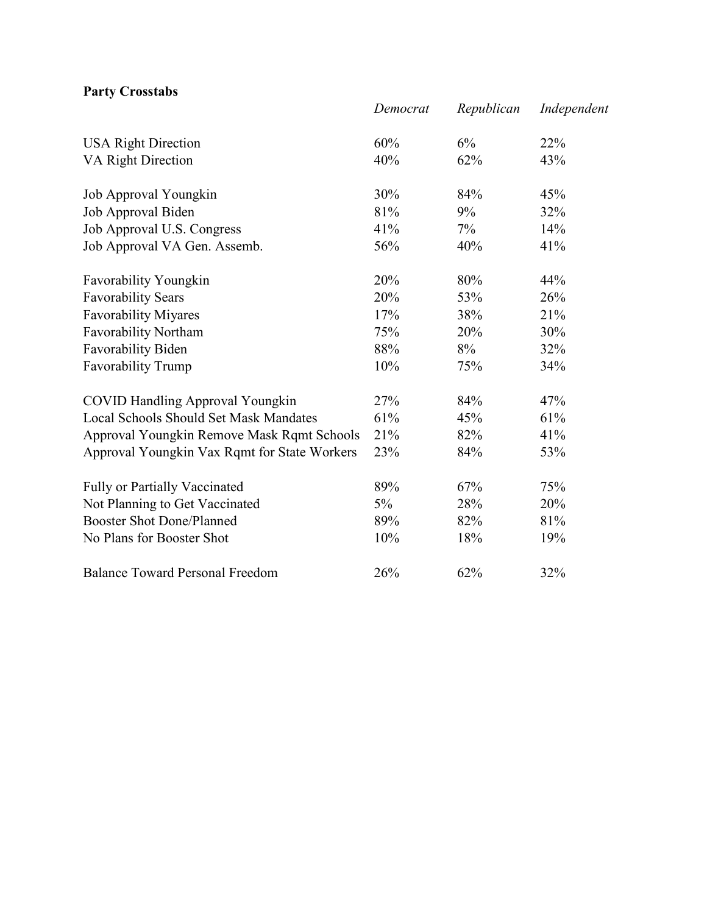**Party Crosstabs**

| | *Democrat* | *Republican* | *Independent* |
|---|---|---|---|
| USA Right Direction | 60% | 6% | 22% |
| VA Right Direction | 40% | 62% | 43% |
| Job Approval Youngkin | 30% | 84% | 45% |
| Job Approval Biden | 81% | 9% | 32% |
| Job Approval U.S. Congress | 41% | 7% | 14% |
| Job Approval VA Gen. Assemb. | 56% | 40% | 41% |
| Favorability Youngkin | 20% | 80% | 44% |
| Favorability Sears | 20% | 53% | 26% |
| Favorability Miyares | 17% | 38% | 21% |
| Favorability Northam | 75% | 20% | 30% |
| Favorability Biden | 88% | 8% | 32% |
| Favorability Trump | 10% | 75% | 34% |
| COVID Handling Approval Youngkin | 27% | 84% | 47% |
| Local Schools Should Set Mask Mandates | 61% | 45% | 61% |
| Approval Youngkin Remove Mask Rqmt Schools | 21% | 82% | 41% |
| Approval Youngkin Vax Rqmt for State Workers | 23% | 84% | 53% |
| Fully or Partially Vaccinated | 89% | 67% | 75% |
| Not Planning to Get Vaccinated | 5% | 28% | 20% |
| Booster Shot Done/Planned | 89% | 82% | 81% |
| No Plans for Booster Shot | 10% | 18% | 19% |
| Balance Toward Personal Freedom | 26% | 62% | 32% |